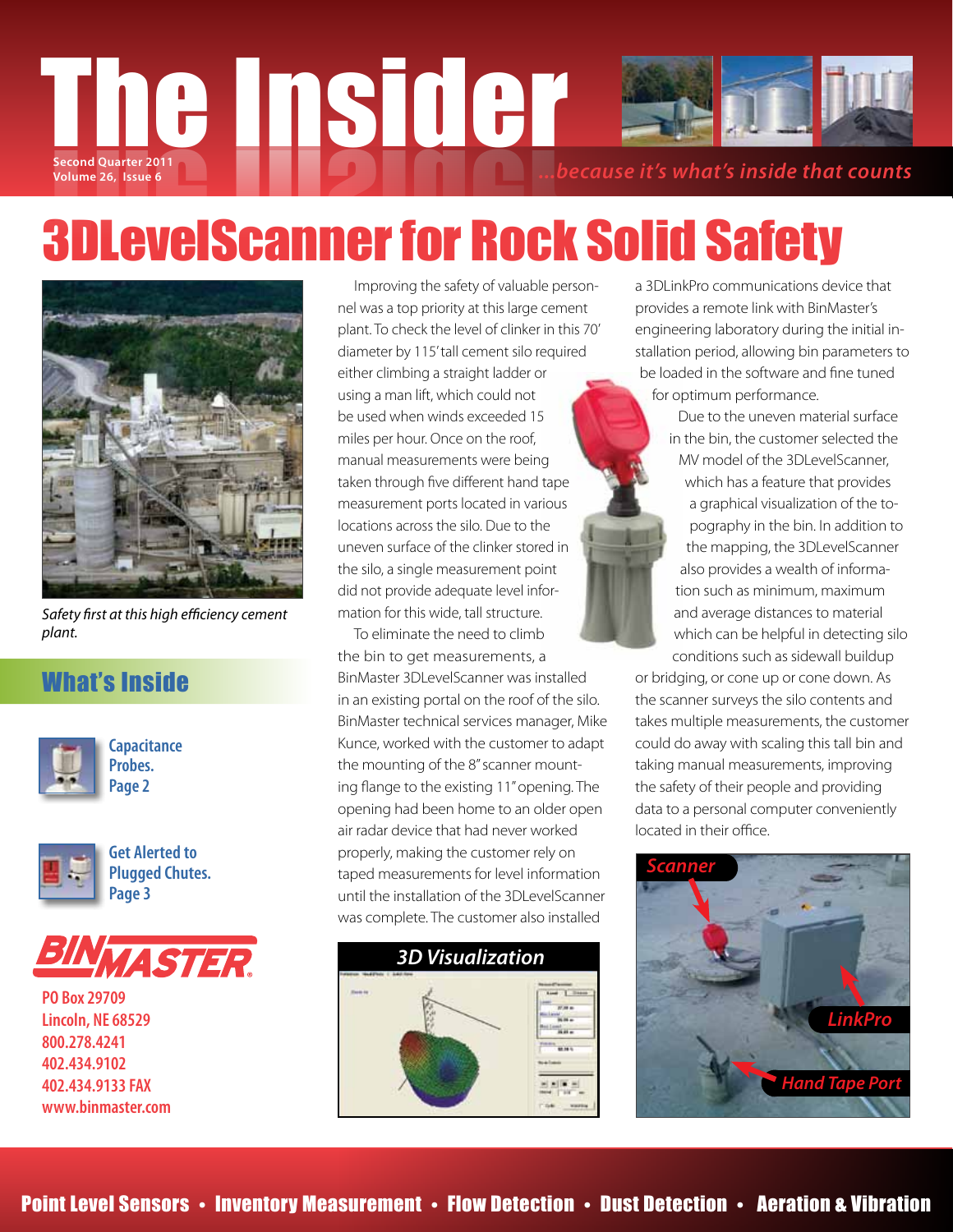# The Insider

Second Quarter 2011
Volume 26, Issue 6

*...because it's what's inside that counts*

# 3DLevelScanner for Rock Solid Safety

*Safety first at this high efficiency cement plant.*

## What's Inside

**Capacitance Probes.** Page 2

**Get Alerted to Plugged Chutes.** Page 3

BINMASTER

PO Box 29709
Lincoln, NE 68529
800.278.4241
402.434.9102
402.434.9133 FAX
www.binmaster.com

Improving the safety of valuable personnel was a top priority at this large cement plant. To check the level of clinker in this 70' diameter by 115' tall cement silo required either climbing a straight ladder or using a man lift, which could not be used when winds exceeded 15 miles per hour. Once on the roof, manual measurements were being taken through five different hand tape measurement ports located in various locations across the silo. Due to the uneven surface of the clinker stored in the silo, a single measurement point did not provide adequate level information for this wide, tall structure.

To eliminate the need to climb the bin to get measurements, a BinMaster 3DLevelScanner was installed in an existing portal on the roof of the silo. BinMaster technical services manager, Mike Kunce, worked with the customer to adapt the mounting of the 8" scanner mounting flange to the existing 11" opening. The opening had been home to an older open air radar device that had never worked properly, making the customer rely on taped measurements for level information until the installation of the 3DLevelScanner was complete. The customer also installed a 3DLinkPro communications device that provides a remote link with BinMaster's engineering laboratory during the initial installation period, allowing bin parameters to be loaded in the software and fine tuned for optimum performance.

Due to the uneven material surface in the bin, the customer selected the MV model of the 3DLevelScanner, which has a feature that provides a graphical visualization of the topography in the bin. In addition to the mapping, the 3DLevelScanner also provides a wealth of information such as minimum, maximum and average distances to material which can be helpful in detecting silo conditions such as sidewall buildup or bridging, or cone up or cone down. As the scanner surveys the silo contents and takes multiple measurements, the customer could do away with scaling this tall bin and taking manual measurements, improving the safety of their people and providing data to a personal computer conveniently located in their office.

*3D Visualization*

*Scanner* — *LinkPro* — *Hand Tape Port*

**Point Level Sensors • Inventory Measurement • Flow Detection • Dust Detection • Aeration & Vibration**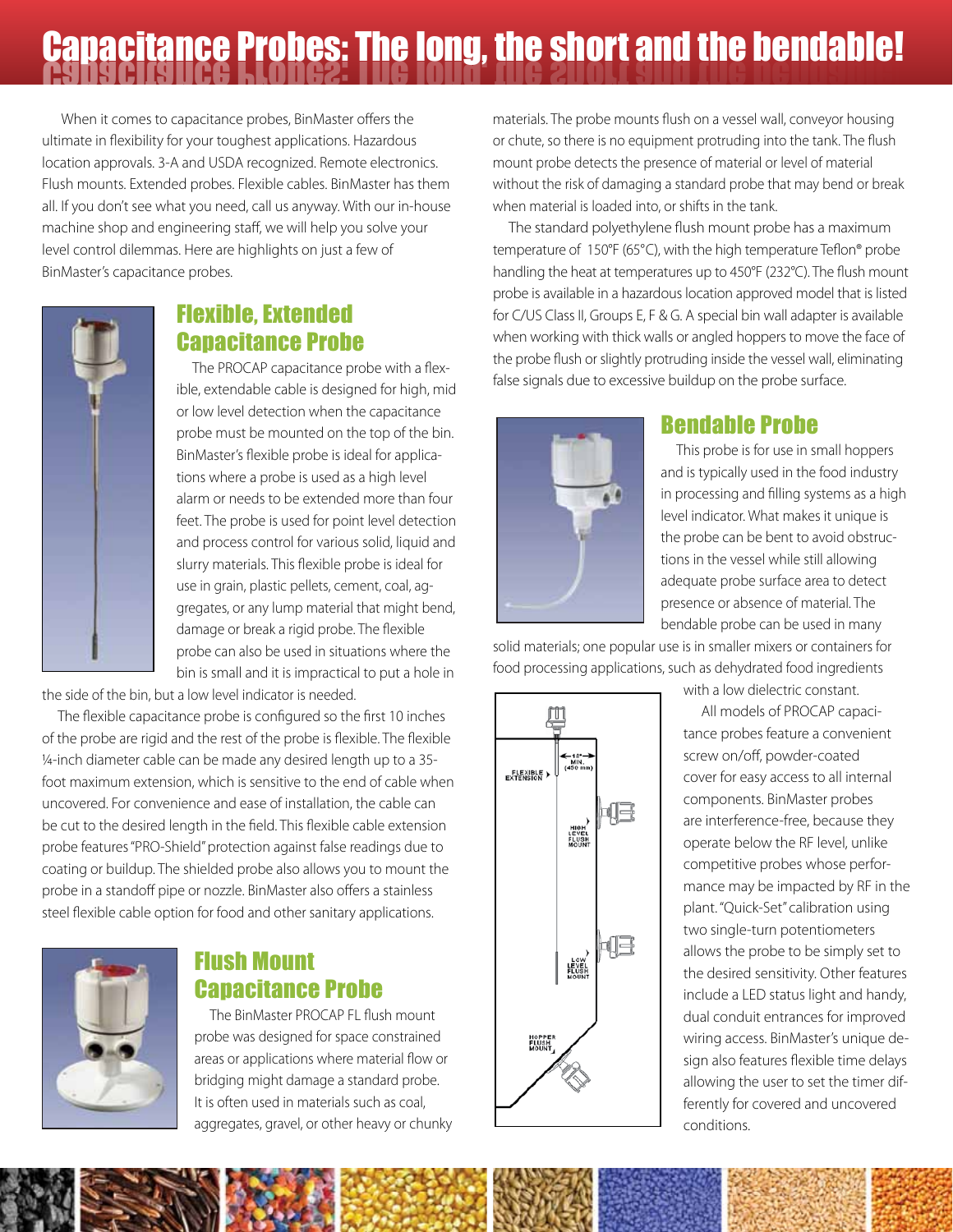# Capacitance Probes: The long, the short and the bendable!

When it comes to capacitance probes, BinMaster offers the ultimate in flexibility for your toughest applications. Hazardous location approvals. 3-A and USDA recognized. Remote electronics. Flush mounts. Extended probes. Flexible cables. BinMaster has them all. If you don't see what you need, call us anyway. With our in-house machine shop and engineering staff, we will help you solve your level control dilemmas. Here are highlights on just a few of BinMaster's capacitance probes.

## Flexible, Extended Capacitance Probe

The PROCAP capacitance probe with a flexible, extendable cable is designed for high, mid or low level detection when the capacitance probe must be mounted on the top of the bin. BinMaster's flexible probe is ideal for applications where a probe is used as a high level alarm or needs to be extended more than four feet. The probe is used for point level detection and process control for various solid, liquid and slurry materials. This flexible probe is ideal for use in grain, plastic pellets, cement, coal, aggregates, or any lump material that might bend, damage or break a rigid probe. The flexible probe can also be used in situations where the bin is small and it is impractical to put a hole in the side of the bin, but a low level indicator is needed.

The flexible capacitance probe is configured so the first 10 inches of the probe are rigid and the rest of the probe is flexible. The flexible ¼-inch diameter cable can be made any desired length up to a 35-foot maximum extension, which is sensitive to the end of cable when uncovered. For convenience and ease of installation, the cable can be cut to the desired length in the field. This flexible cable extension probe features "PRO-Shield" protection against false readings due to coating or buildup. The shielded probe also allows you to mount the probe in a standoff pipe or nozzle. BinMaster also offers a stainless steel flexible cable option for food and other sanitary applications.

## Flush Mount Capacitance Probe

The BinMaster PROCAP FL flush mount probe was designed for space constrained areas or applications where material flow or bridging might damage a standard probe. It is often used in materials such as coal, aggregates, gravel, or other heavy or chunky materials. The probe mounts flush on a vessel wall, conveyor housing or chute, so there is no equipment protruding into the tank. The flush mount probe detects the presence of material or level of material without the risk of damaging a standard probe that may bend or break when material is loaded into, or shifts in the tank.

The standard polyethylene flush mount probe has a maximum temperature of 150°F (65°C), with the high temperature Teflon® probe handling the heat at temperatures up to 450°F (232°C). The flush mount probe is available in a hazardous location approved model that is listed for C/US Class II, Groups E, F & G. A special bin wall adapter is available when working with thick walls or angled hoppers to move the face of the probe flush or slightly protruding inside the vessel wall, eliminating false signals due to excessive buildup on the probe surface.

## Bendable Probe

This probe is for use in small hoppers and is typically used in the food industry in processing and filling systems as a high level indicator. What makes it unique is the probe can be bent to avoid obstructions in the vessel while still allowing adequate probe surface area to detect presence or absence of material. The bendable probe can be used in many solid materials; one popular use is in smaller mixers or containers for food processing applications, such as dehydrated food ingredients with a low dielectric constant.

FLEXIBLE EXTENSION
18" MIN. (450 mm)
HIGH LEVEL FLUSH MOUNT
LOW LEVEL FLUSH MOUNT
HOPPER FLUSH MOUNT

All models of PROCAP capacitance probes feature a convenient screw on/off, powder-coated cover for easy access to all internal components. BinMaster probes are interference-free, because they operate below the RF level, unlike competitive probes whose performance may be impacted by RF in the plant. "Quick-Set" calibration using two single-turn potentiometers allows the probe to be simply set to the desired sensitivity. Other features include a LED status light and handy, dual conduit entrances for improved wiring access. BinMaster's unique design also features flexible time delays allowing the user to set the timer differently for covered and uncovered conditions.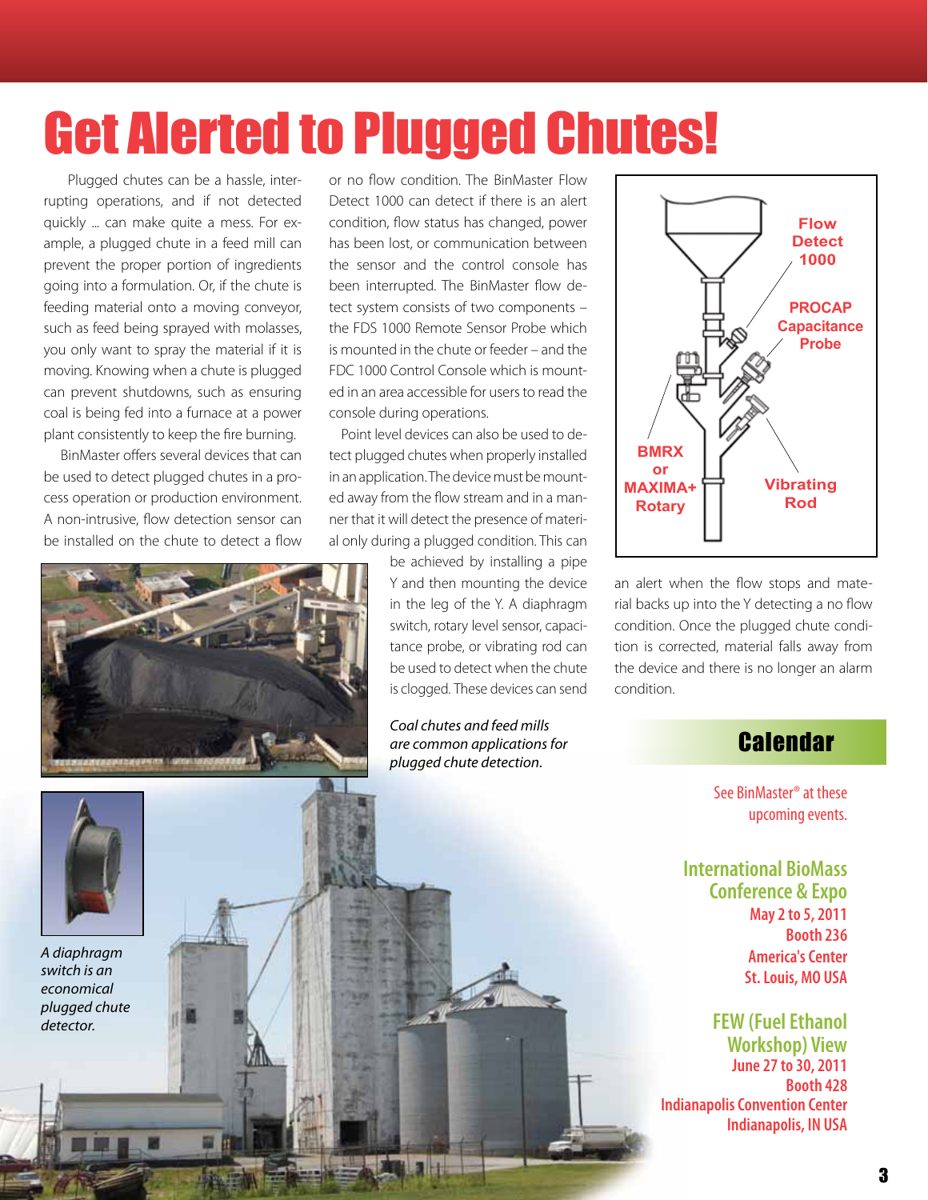# Get Alerted to Plugged Chutes!

Plugged chutes can be a hassle, interrupting operations, and if not detected quickly ... can make quite a mess. For example, a plugged chute in a feed mill can prevent the proper portion of ingredients going into a formulation. Or, if the chute is feeding material onto a moving conveyor, such as feed being sprayed with molasses, you only want to spray the material if it is moving. Knowing when a chute is plugged can prevent shutdowns, such as ensuring coal is being fed into a furnace at a power plant consistently to keep the fire burning.

BinMaster offers several devices that can be used to detect plugged chutes in a process operation or production environment. A non-intrusive, flow detection sensor can be installed on the chute to detect a flow or no flow condition. The BinMaster Flow Detect 1000 can detect if there is an alert condition, flow status has changed, power has been lost, or communication between the sensor and the control console has been interrupted. The BinMaster flow detect system consists of two components – the FDS 1000 Remote Sensor Probe which is mounted in the chute or feeder – and the FDC 1000 Control Console which is mounted in an area accessible for users to read the console during operations.

Point level devices can also be used to detect plugged chutes when properly installed in an application. The device must be mounted away from the flow stream and in a manner that it will detect the presence of material only during a plugged condition. This can be achieved by installing a pipe Y and then mounting the device in the leg of the Y. A diaphragm switch, rotary level sensor, capacitance probe, or vibrating rod can be used to detect when the chute is clogged. These devices can send an alert when the flow stops and material backs up into the Y detecting a no flow condition. Once the plugged chute condition is corrected, material falls away from the device and there is no longer an alarm condition.

*Coal chutes and feed mills are common applications for plugged chute detection.*

Flow Detect 1000

PROCAP Capacitance Probe

BMRX or MAXIMA+ Rotary

Vibrating Rod

*A diaphragm switch is an economical plugged chute detector.*

## Calendar

See BinMaster® at these upcoming events.

**International BioMass Conference & Expo**
May 2 to 5, 2011
Booth 236
America's Center
St. Louis, MO USA

**FEW (Fuel Ethanol Workshop) View**
June 27 to 30, 2011
Booth 428
Indianapolis Convention Center
Indianapolis, IN USA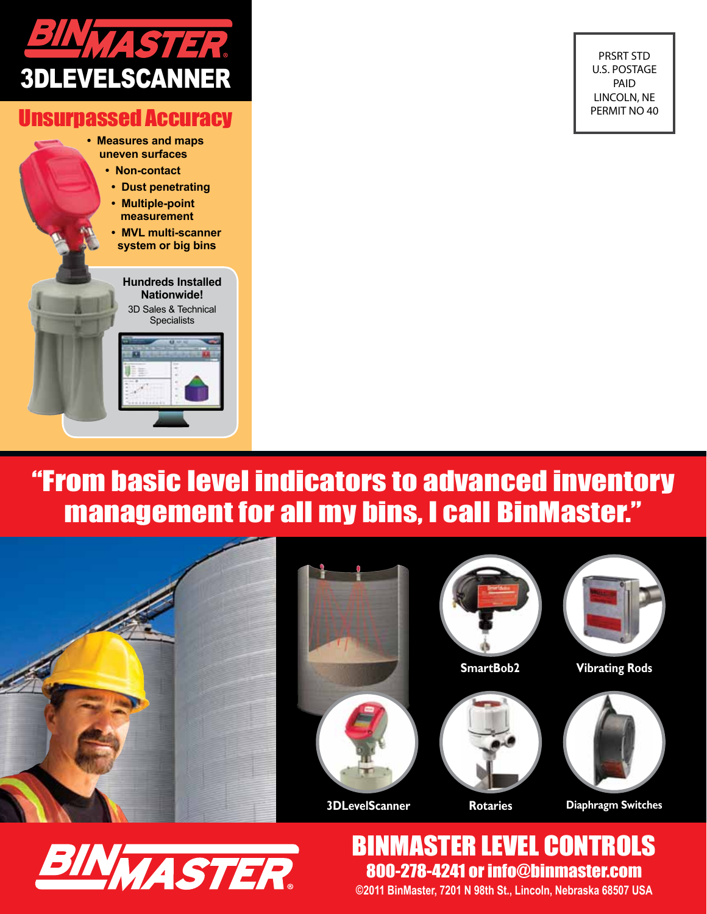# BINMASTER 3DLEVELSCANNER

## Unsurpassed Accuracy

- Measures and maps uneven surfaces
- Non-contact
- Dust penetrating
- Multiple-point measurement
- MVL multi-scanner system or big bins

**Hundreds Installed Nationwide!**

3D Sales & Technical Specialists

PRSRT STD
U.S. POSTAGE
PAID
LINCOLN, NE
PERMIT NO 40

## "From basic level indicators to advanced inventory management for all my bins, I call BinMaster."

SmartBob2

Vibrating Rods

3DLevelScanner

Rotaries

Diaphragm Switches

BINMASTER

## BINMASTER LEVEL CONTROLS

**800-278-4241 or info@binmaster.com**

©2011 BinMaster, 7201 N 98th St., Lincoln, Nebraska 68507 USA